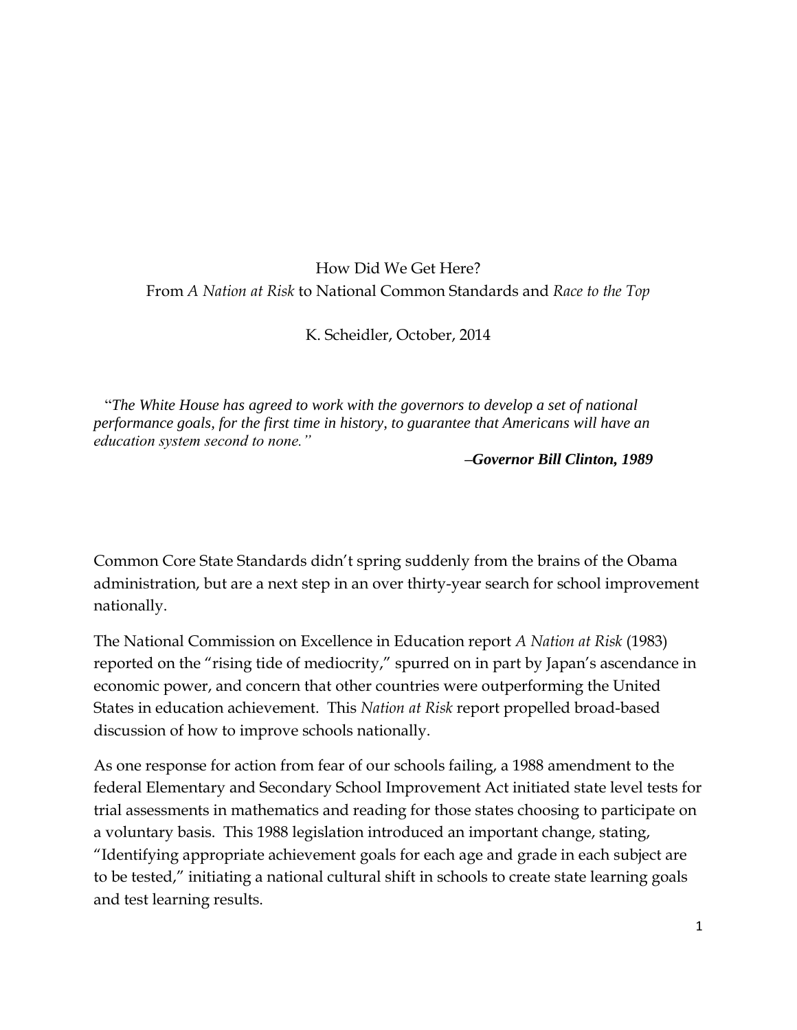# How Did We Get Here?
## From *A Nation at Risk* to National Common Standards and *Race to the Top*

K. Scheidler, October, 2014

"*The White House has agreed to work with the governors to develop a set of national performance goals, for the first time in history, to guarantee that Americans will have an education system second to none.*"

***–Governor Bill Clinton, 1989***

Common Core State Standards didn't spring suddenly from the brains of the Obama administration, but are a next step in an over thirty-year search for school improvement nationally.

The National Commission on Excellence in Education report *A Nation at Risk* (1983) reported on the "rising tide of mediocrity," spurred on in part by Japan's ascendance in economic power, and concern that other countries were outperforming the United States in education achievement. This *Nation at Risk* report propelled broad-based discussion of how to improve schools nationally.

As one response for action from fear of our schools failing, a 1988 amendment to the federal Elementary and Secondary School Improvement Act initiated state level tests for trial assessments in mathematics and reading for those states choosing to participate on a voluntary basis. This 1988 legislation introduced an important change, stating, "Identifying appropriate achievement goals for each age and grade in each subject are to be tested," initiating a national cultural shift in schools to create state learning goals and test learning results.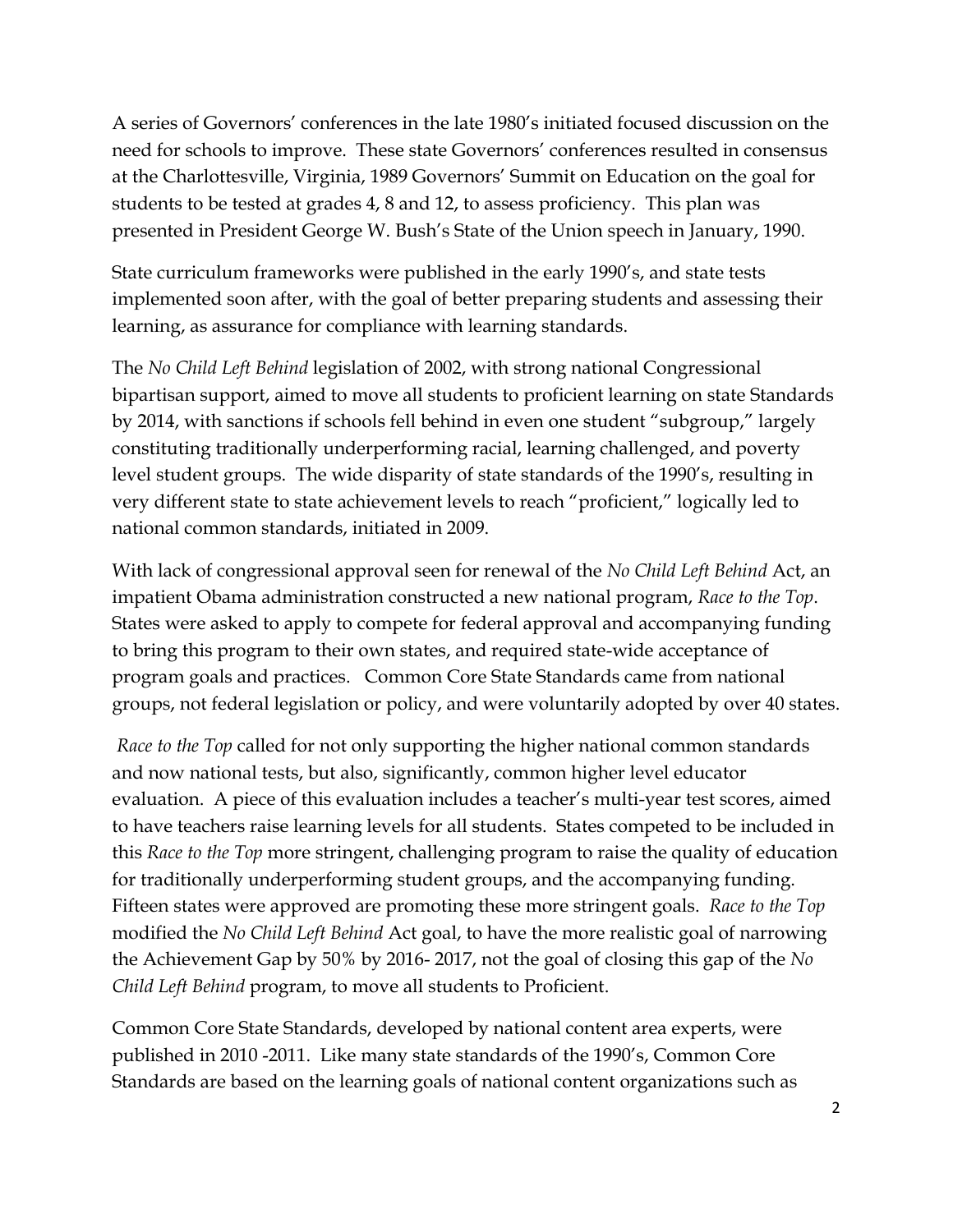A series of Governors' conferences in the late 1980's initiated focused discussion on the need for schools to improve. These state Governors' conferences resulted in consensus at the Charlottesville, Virginia, 1989 Governors' Summit on Education on the goal for students to be tested at grades 4, 8 and 12, to assess proficiency. This plan was presented in President George W. Bush's State of the Union speech in January, 1990.

State curriculum frameworks were published in the early 1990's, and state tests implemented soon after, with the goal of better preparing students and assessing their learning, as assurance for compliance with learning standards.

The *No Child Left Behind* legislation of 2002, with strong national Congressional bipartisan support, aimed to move all students to proficient learning on state Standards by 2014, with sanctions if schools fell behind in even one student "subgroup," largely constituting traditionally underperforming racial, learning challenged, and poverty level student groups. The wide disparity of state standards of the 1990's, resulting in very different state to state achievement levels to reach "proficient," logically led to national common standards, initiated in 2009.

With lack of congressional approval seen for renewal of the *No Child Left Behind* Act, an impatient Obama administration constructed a new national program, *Race to the Top*. States were asked to apply to compete for federal approval and accompanying funding to bring this program to their own states, and required state-wide acceptance of program goals and practices. Common Core State Standards came from national groups, not federal legislation or policy, and were voluntarily adopted by over 40 states.

*Race to the Top* called for not only supporting the higher national common standards and now national tests, but also, significantly, common higher level educator evaluation. A piece of this evaluation includes a teacher's multi-year test scores, aimed to have teachers raise learning levels for all students. States competed to be included in this *Race to the Top* more stringent, challenging program to raise the quality of education for traditionally underperforming student groups, and the accompanying funding. Fifteen states were approved are promoting these more stringent goals. *Race to the Top* modified the *No Child Left Behind* Act goal, to have the more realistic goal of narrowing the Achievement Gap by 50% by 2016- 2017, not the goal of closing this gap of the *No Child Left Behind* program, to move all students to Proficient.

Common Core State Standards, developed by national content area experts, were published in 2010 -2011. Like many state standards of the 1990's, Common Core Standards are based on the learning goals of national content organizations such as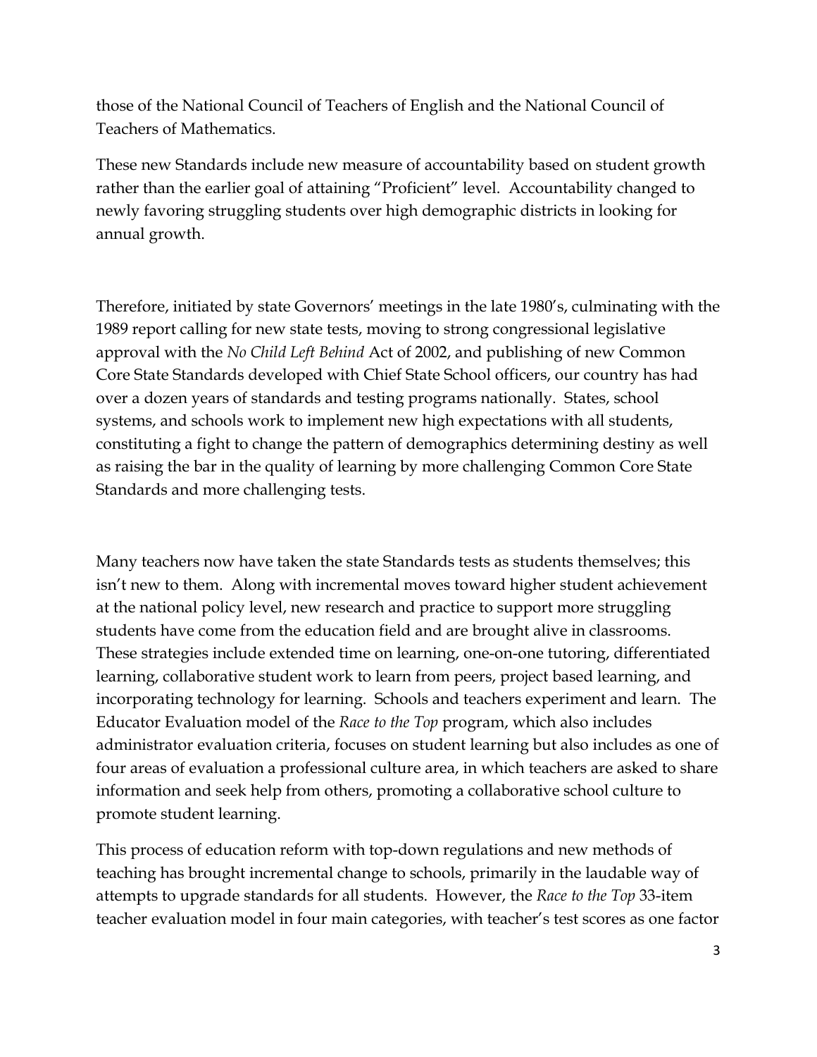those of the National Council of Teachers of English and the National Council of Teachers of Mathematics.

These new Standards include new measure of accountability based on student growth rather than the earlier goal of attaining "Proficient" level. Accountability changed to newly favoring struggling students over high demographic districts in looking for annual growth.

Therefore, initiated by state Governors' meetings in the late 1980's, culminating with the 1989 report calling for new state tests, moving to strong congressional legislative approval with the *No Child Left Behind* Act of 2002, and publishing of new Common Core State Standards developed with Chief State School officers, our country has had over a dozen years of standards and testing programs nationally. States, school systems, and schools work to implement new high expectations with all students, constituting a fight to change the pattern of demographics determining destiny as well as raising the bar in the quality of learning by more challenging Common Core State Standards and more challenging tests.

Many teachers now have taken the state Standards tests as students themselves; this isn't new to them. Along with incremental moves toward higher student achievement at the national policy level, new research and practice to support more struggling students have come from the education field and are brought alive in classrooms. These strategies include extended time on learning, one-on-one tutoring, differentiated learning, collaborative student work to learn from peers, project based learning, and incorporating technology for learning. Schools and teachers experiment and learn. The Educator Evaluation model of the *Race to the Top* program, which also includes administrator evaluation criteria, focuses on student learning but also includes as one of four areas of evaluation a professional culture area, in which teachers are asked to share information and seek help from others, promoting a collaborative school culture to promote student learning.

This process of education reform with top-down regulations and new methods of teaching has brought incremental change to schools, primarily in the laudable way of attempts to upgrade standards for all students. However, the *Race to the Top* 33-item teacher evaluation model in four main categories, with teacher's test scores as one factor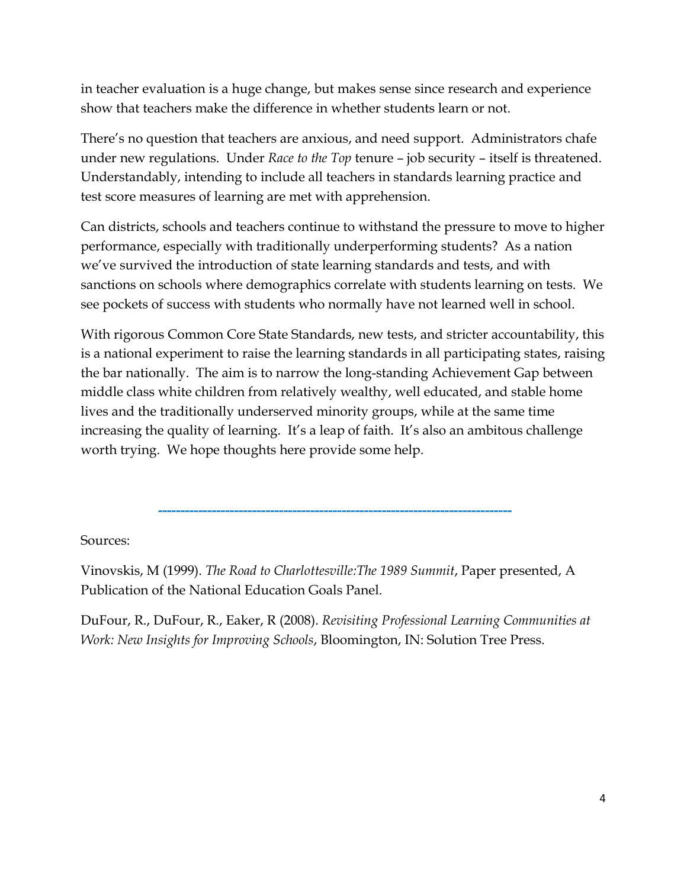in teacher evaluation is a huge change, but makes sense since research and experience show that teachers make the difference in whether students learn or not.

There's no question that teachers are anxious, and need support. Administrators chafe under new regulations. Under *Race to the Top* tenure – job security – itself is threatened. Understandably, intending to include all teachers in standards learning practice and test score measures of learning are met with apprehension.

Can districts, schools and teachers continue to withstand the pressure to move to higher performance, especially with traditionally underperforming students? As a nation we've survived the introduction of state learning standards and tests, and with sanctions on schools where demographics correlate with students learning on tests. We see pockets of success with students who normally have not learned well in school.

With rigorous Common Core State Standards, new tests, and stricter accountability, this is a national experiment to raise the learning standards in all participating states, raising the bar nationally. The aim is to narrow the long-standing Achievement Gap between middle class white children from relatively wealthy, well educated, and stable home lives and the traditionally underserved minority groups, while at the same time increasing the quality of learning. It's a leap of faith. It's also an ambitous challenge worth trying. We hope thoughts here provide some help.

---

Sources:

Vinovskis, M (1999). *The Road to Charlottesville:The 1989 Summit*, Paper presented, A Publication of the National Education Goals Panel.

DuFour, R., DuFour, R., Eaker, R (2008). *Revisiting Professional Learning Communities at Work: New Insights for Improving Schools*, Bloomington, IN: Solution Tree Press.